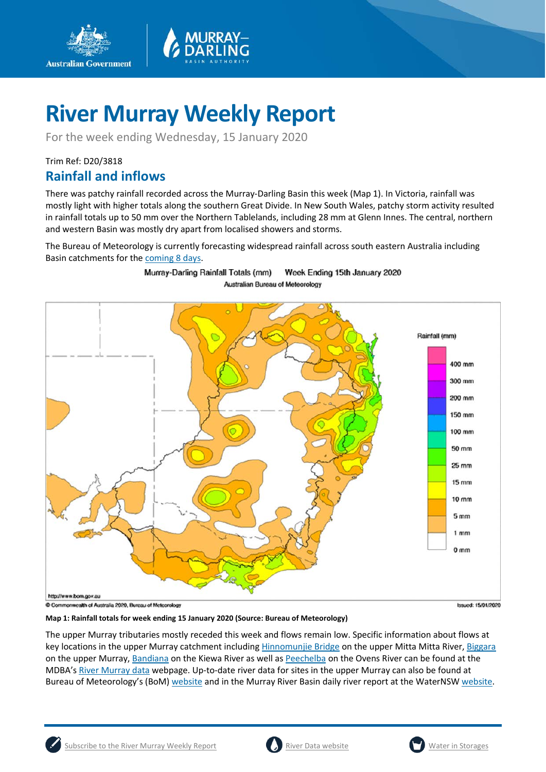# River Murray Weekly Report

For the week ending Wednesday, 15 January 2020

Trim Ref: D20/3818

## Rainfall and inflows

There was patchy rainfall recorded across the Murray-Darling Basin this week (Map 1). In Victoria, rainfall was mostly light with higher totals along the southern Great Divide. In New South Wales, patchy storm activity resulted in rainfall totals up to 50 mm over the Northern Tablelands, including 28 mm at Glenn Innes. The central, northern and western Basin was mostly dry apart from localised showers and storms.

The Bureau of Meteorology is currently forecasting widespread rainfall across south eastern Australia including Basin catchments for the coming 8 days.

**Map 1: Rainfall totals for week ending 15 January 2020 (Source: Bureau of Meteorology)**

The upper Murray tributaries mostly receded this week and flows remain low. Specific information about flows at key locations in the upper Murray catchment including Hinnomunjie Bridge on the upper Mitta Mitta River, Biggara on the upper Murray, Bandiana on the Kiewa River as well as Peechelba on the Ovens River can be found at the MDBA's River Murray data webpage. Up-to-date river data for sites in the upper Murray can also be found at Bureau of Meteorology's (BoM) website and in the Murray River Basin daily river report at the WaterNSW website.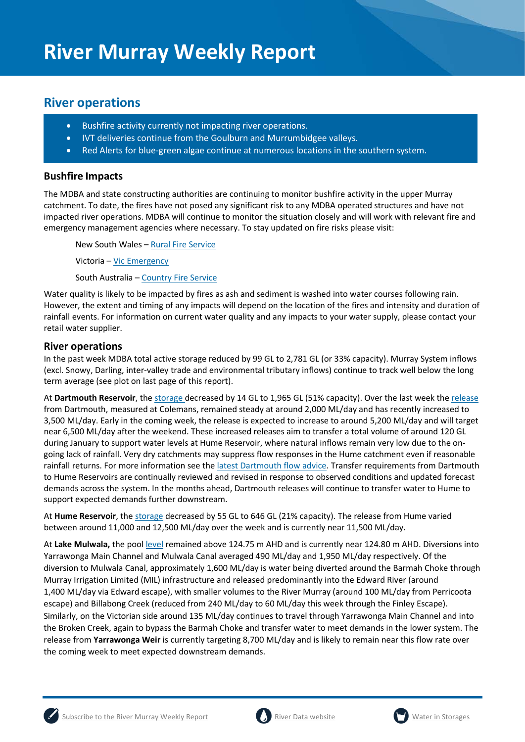# River Murray Weekly Report

## River operations

- Bushfire activity currently not impacting river operations.
- IVT deliveries continue from the Goulburn and Murrumbidgee valleys.
- Red Alerts for blue-green algae continue at numerous locations in the southern system.

### Bushfire Impacts

The MDBA and state constructing authorities are continuing to monitor bushfire activity in the upper Murray catchment. To date, the fires have not posed any significant risk to any MDBA operated structures and have not impacted river operations. MDBA will continue to monitor the situation closely and will work with relevant fire and emergency management agencies where necessary. To stay updated on fire risks please visit:

New South Wales – Rural Fire Service

Victoria – Vic Emergency

South Australia – Country Fire Service

Water quality is likely to be impacted by fires as ash and sediment is washed into water courses following rain. However, the extent and timing of any impacts will depend on the location of the fires and intensity and duration of rainfall events. For information on current water quality and any impacts to your water supply, please contact your retail water supplier.

### River operations

In the past week MDBA total active storage reduced by 99 GL to 2,781 GL (or 33% capacity). Murray System inflows (excl. Snowy, Darling, inter-valley trade and environmental tributary inflows) continue to track well below the long term average (see plot on last page of this report).

At **Dartmouth Reservoir**, the storage decreased by 14 GL to 1,965 GL (51% capacity). Over the last week the release from Dartmouth, measured at Colemans, remained steady at around 2,000 ML/day and has recently increased to 3,500 ML/day. Early in the coming week, the release is expected to increase to around 5,200 ML/day and will target near 6,500 ML/day after the weekend. These increased releases aim to transfer a total volume of around 120 GL during January to support water levels at Hume Reservoir, where natural inflows remain very low due to the on-going lack of rainfall. Very dry catchments may suppress flow responses in the Hume catchment even if reasonable rainfall returns. For more information see the latest Dartmouth flow advice. Transfer requirements from Dartmouth to Hume Reservoirs are continually reviewed and revised in response to observed conditions and updated forecast demands across the system. In the months ahead, Dartmouth releases will continue to transfer water to Hume to support expected demands further downstream.

At **Hume Reservoir**, the storage decreased by 55 GL to 646 GL (21% capacity). The release from Hume varied between around 11,000 and 12,500 ML/day over the week and is currently near 11,500 ML/day.

At **Lake Mulwala,** the pool level remained above 124.75 m AHD and is currently near 124.80 m AHD. Diversions into Yarrawonga Main Channel and Mulwala Canal averaged 490 ML/day and 1,950 ML/day respectively. Of the diversion to Mulwala Canal, approximately 1,600 ML/day is water being diverted around the Barmah Choke through Murray Irrigation Limited (MIL) infrastructure and released predominantly into the Edward River (around 1,400 ML/day via Edward escape), with smaller volumes to the River Murray (around 100 ML/day from Perricoota escape) and Billabong Creek (reduced from 240 ML/day to 60 ML/day this week through the Finley Escape). Similarly, on the Victorian side around 135 ML/day continues to travel through Yarrawonga Main Channel and into the Broken Creek, again to bypass the Barmah Choke and transfer water to meet demands in the lower system. The release from **Yarrawonga Weir** is currently targeting 8,700 ML/day and is likely to remain near this flow rate over the coming week to meet expected downstream demands.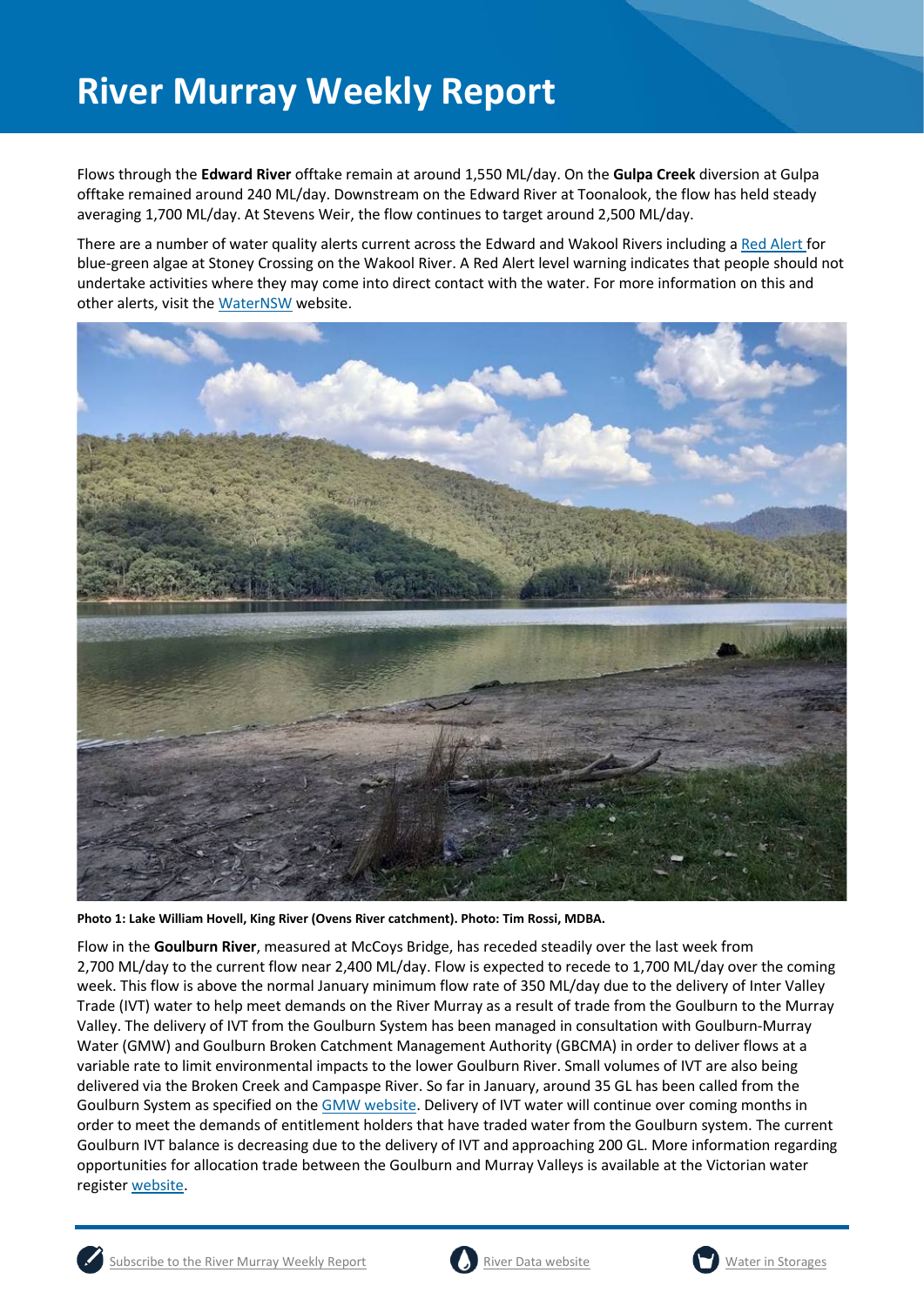Flows through the **Edward River** offtake remain at around 1,550 ML/day. On the **Gulpa Creek** diversion at Gulpa offtake remained around 240 ML/day. Downstream on the Edward River at Toonalook, the flow has held steady averaging 1,700 ML/day. At Stevens Weir, the flow continues to target around 2,500 ML/day.

There are a number of water quality alerts current across the Edward and Wakool Rivers including a Red Alert for blue-green algae at Stoney Crossing on the Wakool River. A Red Alert level warning indicates that people should not undertake activities where they may come into direct contact with the water. For more information on this and other alerts, visit the WaterNSW website.

**Photo 1: Lake William Hovell, King River (Ovens River catchment). Photo: Tim Rossi, MDBA.**

Flow in the **Goulburn River**, measured at McCoys Bridge, has receded steadily over the last week from 2,700 ML/day to the current flow near 2,400 ML/day. Flow is expected to recede to 1,700 ML/day over the coming week. This flow is above the normal January minimum flow rate of 350 ML/day due to the delivery of Inter Valley Trade (IVT) water to help meet demands on the River Murray as a result of trade from the Goulburn to the Murray Valley. The delivery of IVT from the Goulburn System has been managed in consultation with Goulburn-Murray Water (GMW) and Goulburn Broken Catchment Management Authority (GBCMA) in order to deliver flows at a variable rate to limit environmental impacts to the lower Goulburn River. Small volumes of IVT are also being delivered via the Broken Creek and Campaspe River. So far in January, around 35 GL has been called from the Goulburn System as specified on the GMW website. Delivery of IVT water will continue over coming months in order to meet the demands of entitlement holders that have traded water from the Goulburn system. The current Goulburn IVT balance is decreasing due to the delivery of IVT and approaching 200 GL. More information regarding opportunities for allocation trade between the Goulburn and Murray Valleys is available at the Victorian water register website.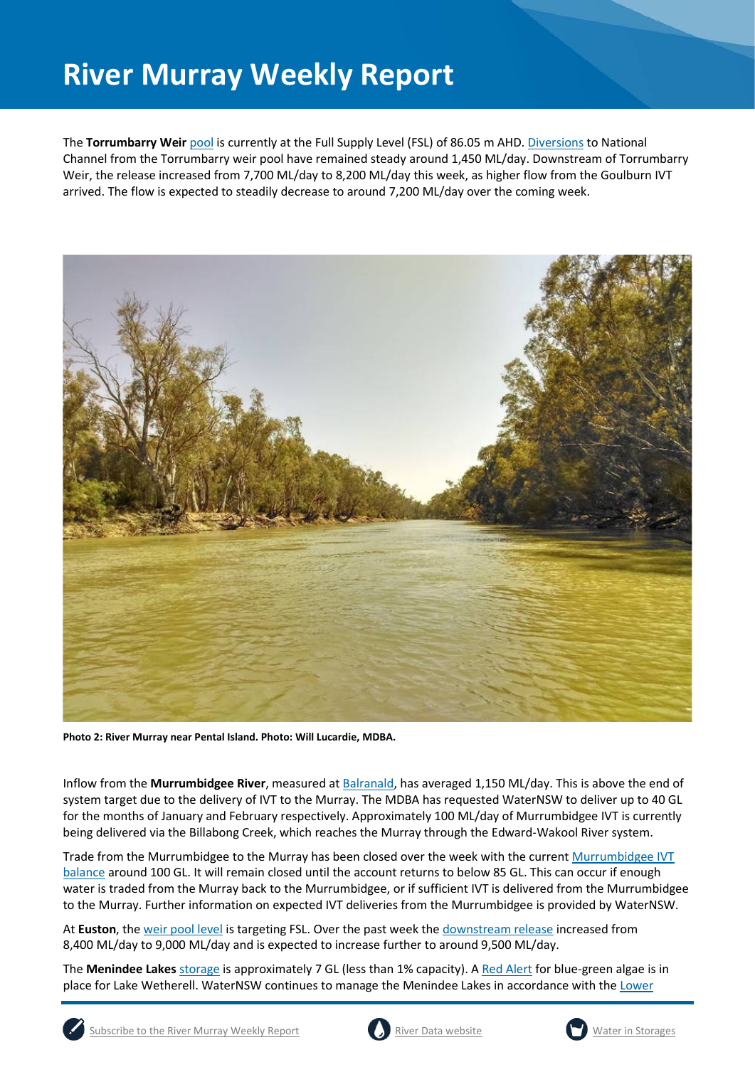The **Torrumbarry Weir** pool is currently at the Full Supply Level (FSL) of 86.05 m AHD. Diversions to National Channel from the Torrumbarry weir pool have remained steady around 1,450 ML/day. Downstream of Torrumbarry Weir, the release increased from 7,700 ML/day to 8,200 ML/day this week, as higher flow from the Goulburn IVT arrived. The flow is expected to steadily decrease to around 7,200 ML/day over the coming week.

**Photo 2: River Murray near Pental Island. Photo: Will Lucardie, MDBA.**

Inflow from the **Murrumbidgee River**, measured at Balranald, has averaged 1,150 ML/day. This is above the end of system target due to the delivery of IVT to the Murray. The MDBA has requested WaterNSW to deliver up to 40 GL for the months of January and February respectively. Approximately 100 ML/day of Murrumbidgee IVT is currently being delivered via the Billabong Creek, which reaches the Murray through the Edward-Wakool River system.

Trade from the Murrumbidgee to the Murray has been closed over the week with the current Murrumbidgee IVT balance around 100 GL. It will remain closed until the account returns to below 85 GL. This can occur if enough water is traded from the Murray back to the Murrumbidgee, or if sufficient IVT is delivered from the Murrumbidgee to the Murray. Further information on expected IVT deliveries from the Murrumbidgee is provided by WaterNSW.

At **Euston**, the weir pool level is targeting FSL. Over the past week the downstream release increased from 8,400 ML/day to 9,000 ML/day and is expected to increase further to around 9,500 ML/day.

The **Menindee Lakes** storage is approximately 7 GL (less than 1% capacity). A Red Alert for blue-green algae is in place for Lake Wetherell. WaterNSW continues to manage the Menindee Lakes in accordance with the Lower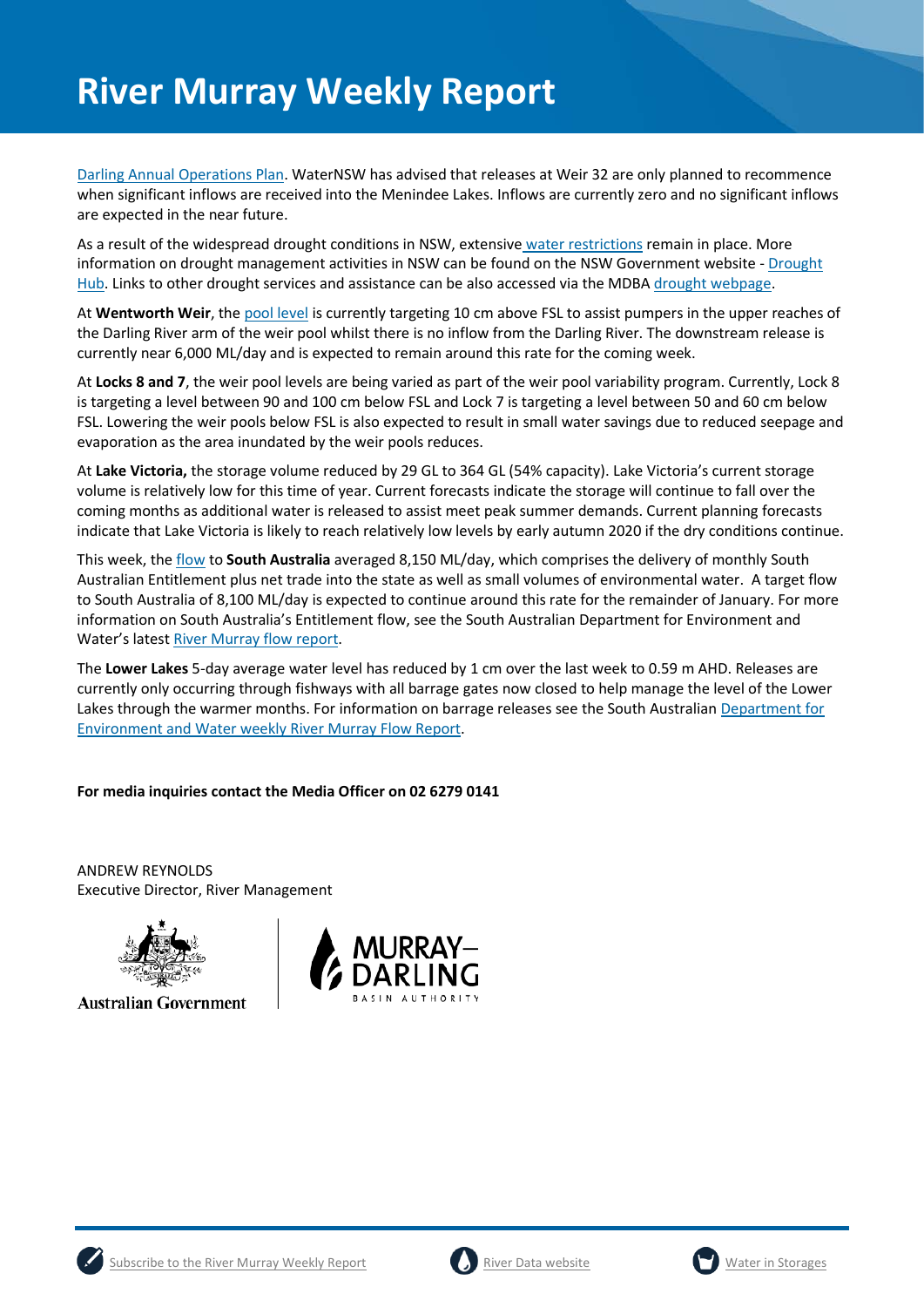# River Murray Weekly Report

Darling Annual Operations Plan. WaterNSW has advised that releases at Weir 32 are only planned to recommence when significant inflows are received into the Menindee Lakes. Inflows are currently zero and no significant inflows are expected in the near future.

As a result of the widespread drought conditions in NSW, extensive water restrictions remain in place. More information on drought management activities in NSW can be found on the NSW Government website - Drought Hub. Links to other drought services and assistance can be also accessed via the MDBA drought webpage.

At **Wentworth Weir**, the pool level is currently targeting 10 cm above FSL to assist pumpers in the upper reaches of the Darling River arm of the weir pool whilst there is no inflow from the Darling River. The downstream release is currently near 6,000 ML/day and is expected to remain around this rate for the coming week.

At **Locks 8 and 7**, the weir pool levels are being varied as part of the weir pool variability program. Currently, Lock 8 is targeting a level between 90 and 100 cm below FSL and Lock 7 is targeting a level between 50 and 60 cm below FSL. Lowering the weir pools below FSL is also expected to result in small water savings due to reduced seepage and evaporation as the area inundated by the weir pools reduces.

At **Lake Victoria,** the storage volume reduced by 29 GL to 364 GL (54% capacity). Lake Victoria's current storage volume is relatively low for this time of year. Current forecasts indicate the storage will continue to fall over the coming months as additional water is released to assist meet peak summer demands. Current planning forecasts indicate that Lake Victoria is likely to reach relatively low levels by early autumn 2020 if the dry conditions continue.

This week, the flow to **South Australia** averaged 8,150 ML/day, which comprises the delivery of monthly South Australian Entitlement plus net trade into the state as well as small volumes of environmental water. A target flow to South Australia of 8,100 ML/day is expected to continue around this rate for the remainder of January. For more information on South Australia's Entitlement flow, see the South Australian Department for Environment and Water's latest River Murray flow report.

The **Lower Lakes** 5-day average water level has reduced by 1 cm over the last week to 0.59 m AHD. Releases are currently only occurring through fishways with all barrage gates now closed to help manage the level of the Lower Lakes through the warmer months. For information on barrage releases see the South Australian Department for Environment and Water weekly River Murray Flow Report.

**For media inquiries contact the Media Officer on 02 6279 0141**

ANDREW REYNOLDS
Executive Director, River Management

Australian Government

MURRAY–DARLING BASIN AUTHORITY

Subscribe to the River Murray Weekly Report | River Data website | Water in Storages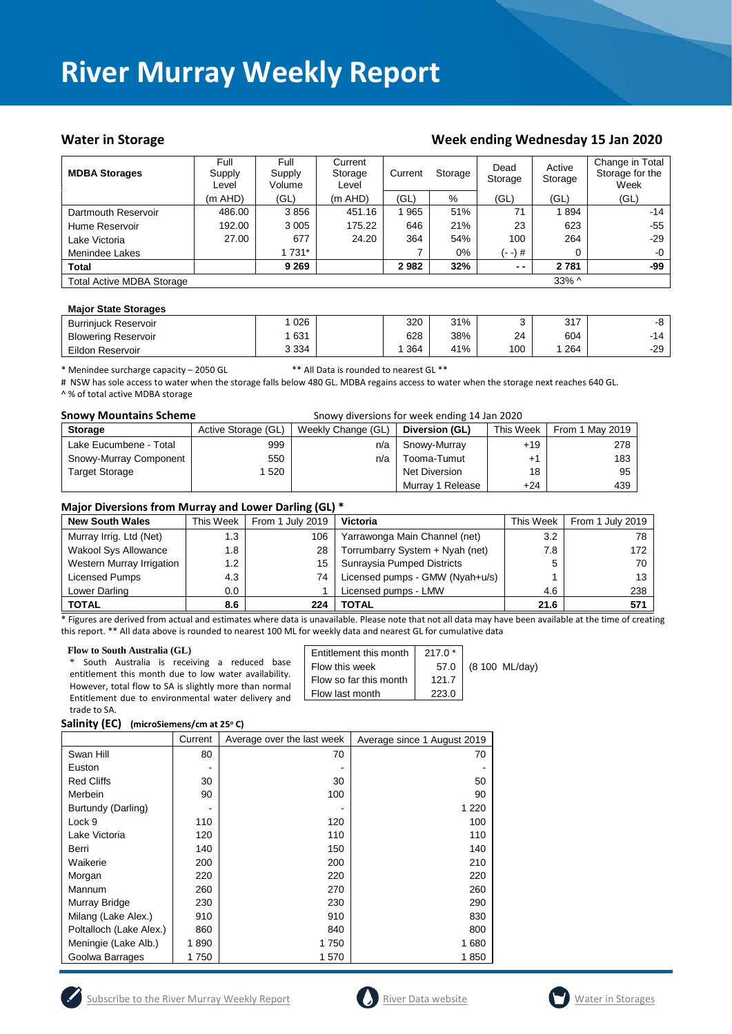# River Murray Weekly Report

## Water in Storage

## Week ending Wednesday 15 Jan 2020

| MDBA Storages | Full Supply Level | Full Supply Volume | Current Storage Level | Current | Storage | Dead Storage | Active Storage | Change in Total Storage for the Week |
|---|---|---|---|---|---|---|---|---|
| | (m AHD) | (GL) | (m AHD) | (GL) | % | (GL) | (GL) | (GL) |
| Dartmouth Reservoir | 486.00 | 3 856 | 451.16 | 1 965 | 51% | 71 | 1 894 | -14 |
| Hume Reservoir | 192.00 | 3 005 | 175.22 | 646 | 21% | 23 | 623 | -55 |
| Lake Victoria | 27.00 | 677 | 24.20 | 364 | 54% | 100 | 264 | -29 |
| Menindee Lakes | | 1 731* | | 7 | 0% | (- -) # | 0 | -0 |
| **Total** | | **9 269** | | **2 982** | **32%** | **- -** | **2 781** | **-99** |
| Total Active MDBA Storage | | | | | | | 33% ^ | |

**Major State Storages**

| | | | | | | | |
|---|---|---|---|---|---|---|---|
| Burrinjuck Reservoir | 1 026 | | 320 | 31% | 3 | 317 | -8 |
| Blowering Reservoir | 1 631 | | 628 | 38% | 24 | 604 | -14 |
| Eildon Reservoir | 3 334 | | 1 364 | 41% | 100 | 1 264 | -29 |

* Menindee surcharge capacity – 2050 GL ** All Data is rounded to nearest GL **

# NSW has sole access to water when the storage falls below 480 GL. MDBA regains access to water when the storage next reaches 640 GL.

^ % of total active MDBA storage

**Snowy Mountains Scheme** Snowy diversions for week ending 14 Jan 2020

| Storage | Active Storage (GL) | Weekly Change (GL) | Diversion (GL) | This Week | From 1 May 2019 |
|---|---|---|---|---|---|
| Lake Eucumbene - Total | 999 | n/a | Snowy-Murray | +19 | 278 |
| Snowy-Murray Component | 550 | n/a | Tooma-Tumut | +1 | 183 |
| Target Storage | 1 520 | | Net Diversion | 18 | 95 |
| | | | Murray 1 Release | +24 | 439 |

**Major Diversions from Murray and Lower Darling (GL) ***

| New South Wales | This Week | From 1 July 2019 | Victoria | This Week | From 1 July 2019 |
|---|---|---|---|---|---|
| Murray Irrig. Ltd (Net) | 1.3 | 106 | Yarrawonga Main Channel (net) | 3.2 | 78 |
| Wakool Sys Allowance | 1.8 | 28 | Torrumbarry System + Nyah (net) | 7.8 | 172 |
| Western Murray Irrigation | 1.2 | 15 | Sunraysia Pumped Districts | 5 | 70 |
| Licensed Pumps | 4.3 | 74 | Licensed pumps - GMW (Nyah+u/s) | 1 | 13 |
| Lower Darling | 0.0 | 1 | Licensed pumps - LMW | 4.6 | 238 |
| **TOTAL** | **8.6** | **224** | **TOTAL** | **21.6** | **571** |

* Figures are derived from actual and estimates where data is unavailable. Please note that not all data may have been available at the time of creating this report. ** All data above is rounded to nearest 100 ML for weekly data and nearest GL for cumulative data

**Flow to South Australia (GL)**

* South Australia is receiving a reduced base entitlement this month due to low water availability. However, total flow to SA is slightly more than normal Entitlement due to environmental water delivery and trade to SA.

| | | |
|---|---|---|
| Entitlement this month | 217.0 * | |
| Flow this week | 57.0 | (8 100 ML/day) |
| Flow so far this month | 121.7 | |
| Flow last month | 223.0 | |

**Salinity (EC)** (microSiemens/cm at 25° C)

| | Current | Average over the last week | Average since 1 August 2019 |
|---|---|---|---|
| Swan Hill | 80 | 70 | 70 |
| Euston | - | - | - |
| Red Cliffs | 30 | 30 | 50 |
| Merbein | 90 | 100 | 90 |
| Burtundy (Darling) | - | - | 1 220 |
| Lock 9 | 110 | 120 | 100 |
| Lake Victoria | 120 | 110 | 110 |
| Berri | 140 | 150 | 140 |
| Waikerie | 200 | 200 | 210 |
| Morgan | 220 | 220 | 220 |
| Mannum | 260 | 270 | 260 |
| Murray Bridge | 230 | 230 | 290 |
| Milang (Lake Alex.) | 910 | 910 | 830 |
| Poltalloch (Lake Alex.) | 860 | 840 | 800 |
| Meningie (Lake Alb.) | 1 890 | 1 750 | 1 680 |
| Goolwa Barrages | 1 750 | 1 570 | 1 850 |

Subscribe to the River Murray Weekly Report | River Data website | Water in Storages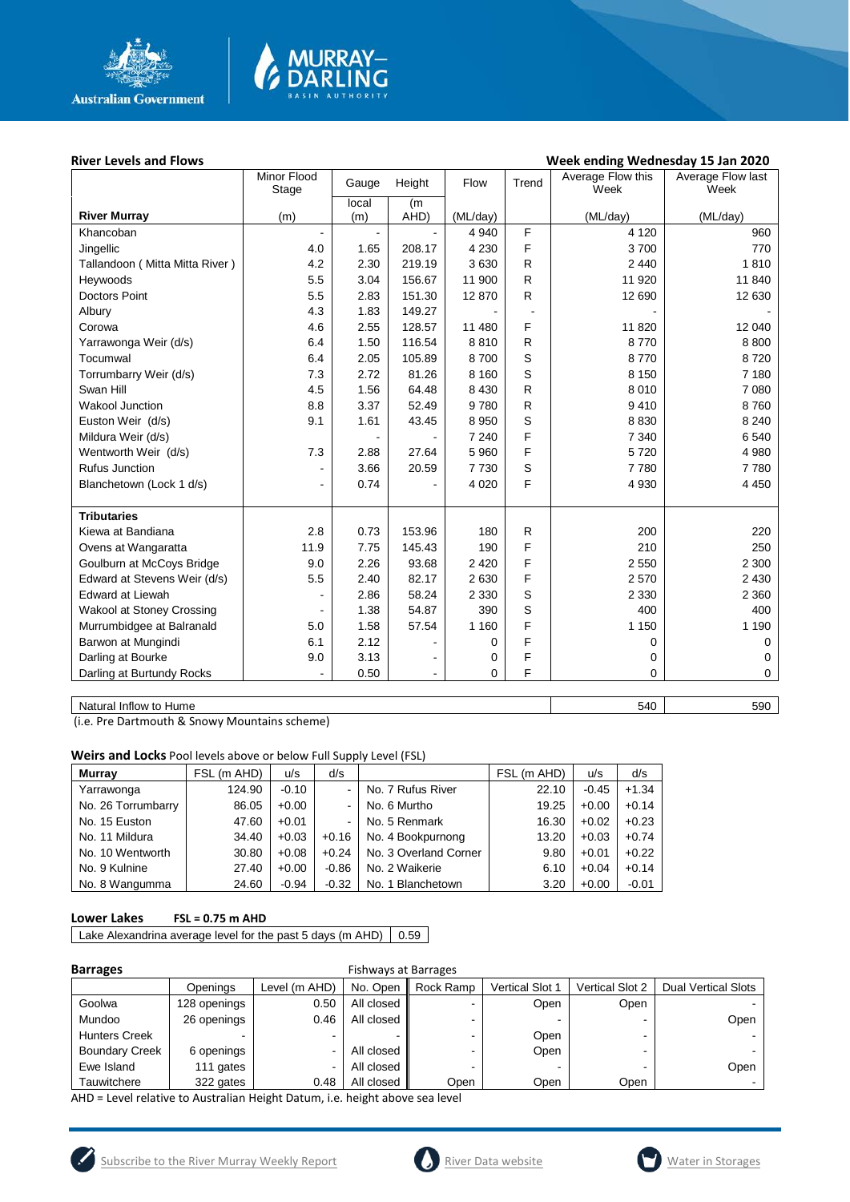## River Levels and Flows

**Week ending Wednesday 15 Jan 2020**

| River Murray | Minor Flood Stage (m) | Gauge local (m) | Height (m AHD) | Flow (ML/day) | Trend | Average Flow this Week (ML/day) | Average Flow last Week (ML/day) |
|---|---|---|---|---|---|---|---|
| Khancoban | - | - | - | 4 940 | F | 4 120 | 960 |
| Jingellic | 4.0 | 1.65 | 208.17 | 4 230 | F | 3 700 | 770 |
| Tallandoon ( Mitta Mitta River ) | 4.2 | 2.30 | 219.19 | 3 630 | R | 2 440 | 1 810 |
| Heywoods | 5.5 | 3.04 | 156.67 | 11 900 | R | 11 920 | 11 840 |
| Doctors Point | 5.5 | 2.83 | 151.30 | 12 870 | R | 12 690 | 12 630 |
| Albury | 4.3 | 1.83 | 149.27 | - | - | - | - |
| Corowa | 4.6 | 2.55 | 128.57 | 11 480 | F | 11 820 | 12 040 |
| Yarrawonga Weir (d/s) | 6.4 | 1.50 | 116.54 | 8 810 | R | 8 770 | 8 800 |
| Tocumwal | 6.4 | 2.05 | 105.89 | 8 700 | S | 8 770 | 8 720 |
| Torrumbarry Weir (d/s) | 7.3 | 2.72 | 81.26 | 8 160 | S | 8 150 | 7 180 |
| Swan Hill | 4.5 | 1.56 | 64.48 | 8 430 | R | 8 010 | 7 080 |
| Wakool Junction | 8.8 | 3.37 | 52.49 | 9 780 | R | 9 410 | 8 760 |
| Euston Weir (d/s) | 9.1 | 1.61 | 43.45 | 8 950 | S | 8 830 | 8 240 |
| Mildura Weir (d/s) | | - | - | 7 240 | F | 7 340 | 6 540 |
| Wentworth Weir (d/s) | 7.3 | 2.88 | 27.64 | 5 960 | F | 5 720 | 4 980 |
| Rufus Junction | - | 3.66 | 20.59 | 7 730 | S | 7 780 | 7 780 |
| Blanchetown (Lock 1 d/s) | - | 0.74 | - | 4 020 | F | 4 930 | 4 450 |
| **Tributaries** | | | | | | | |
| Kiewa at Bandiana | 2.8 | 0.73 | 153.96 | 180 | R | 200 | 220 |
| Ovens at Wangaratta | 11.9 | 7.75 | 145.43 | 190 | F | 210 | 250 |
| Goulburn at McCoys Bridge | 9.0 | 2.26 | 93.68 | 2 420 | F | 2 550 | 2 300 |
| Edward at Stevens Weir (d/s) | 5.5 | 2.40 | 82.17 | 2 630 | F | 2 570 | 2 430 |
| Edward at Liewah | - | 2.86 | 58.24 | 2 330 | S | 2 330 | 2 360 |
| Wakool at Stoney Crossing | - | 1.38 | 54.87 | 390 | S | 400 | 400 |
| Murrumbidgee at Balranald | 5.0 | 1.58 | 57.54 | 1 160 | F | 1 150 | 1 190 |
| Barwon at Mungindi | 6.1 | 2.12 | - | 0 | F | 0 | 0 |
| Darling at Bourke | 9.0 | 3.13 | - | 0 | F | 0 | 0 |
| Darling at Burtundy Rocks | - | 0.50 | - | 0 | F | 0 | 0 |
| Natural Inflow to Hume | | | | | | 540 | 590 |

(i.e. Pre Dartmouth & Snowy Mountains scheme)

## Weirs and Locks
Pool levels above or below Full Supply Level (FSL)

| Murray | FSL (m AHD) | u/s | d/s | | FSL (m AHD) | u/s | d/s |
|---|---|---|---|---|---|---|---|
| Yarrawonga | 124.90 | -0.10 | - | No. 7 Rufus River | 22.10 | -0.45 | +1.34 |
| No. 26 Torrumbarry | 86.05 | +0.00 | - | No. 6 Murtho | 19.25 | +0.00 | +0.14 |
| No. 15 Euston | 47.60 | +0.01 | - | No. 5 Renmark | 16.30 | +0.02 | +0.23 |
| No. 11 Mildura | 34.40 | +0.03 | +0.16 | No. 4 Bookpurnong | 13.20 | +0.03 | +0.74 |
| No. 10 Wentworth | 30.80 | +0.08 | +0.24 | No. 3 Overland Corner | 9.80 | +0.01 | +0.22 |
| No. 9 Kulnine | 27.40 | +0.00 | -0.86 | No. 2 Waikerie | 6.10 | +0.04 | +0.14 |
| No. 8 Wangumma | 24.60 | -0.94 | -0.32 | No. 1 Blanchetown | 3.20 | +0.00 | -0.01 |

## Lower Lakes
**FSL = 0.75 m AHD**

| Lake Alexandrina average level for the past 5 days (m AHD) | 0.59 |
|---|---|

## Barrages
Fishways at Barrages

| | Openings | Level (m AHD) | No. Open | Rock Ramp | Vertical Slot 1 | Vertical Slot 2 | Dual Vertical Slots |
|---|---|---|---|---|---|---|---|
| Goolwa | 128 openings | 0.50 | All closed | - | Open | Open | - |
| Mundoo | 26 openings | 0.46 | All closed | - | - | - | Open |
| Hunters Creek | - | - | - | - | Open | - | - |
| Boundary Creek | 6 openings | - | All closed | - | Open | - | - |
| Ewe Island | 111 gates | - | All closed | - | - | - | Open |
| Tauwitchere | 322 gates | 0.48 | All closed | Open | Open | Open | - |

AHD = Level relative to Australian Height Datum, i.e. height above sea level

Subscribe to the River Murray Weekly Report | River Data website | Water in Storages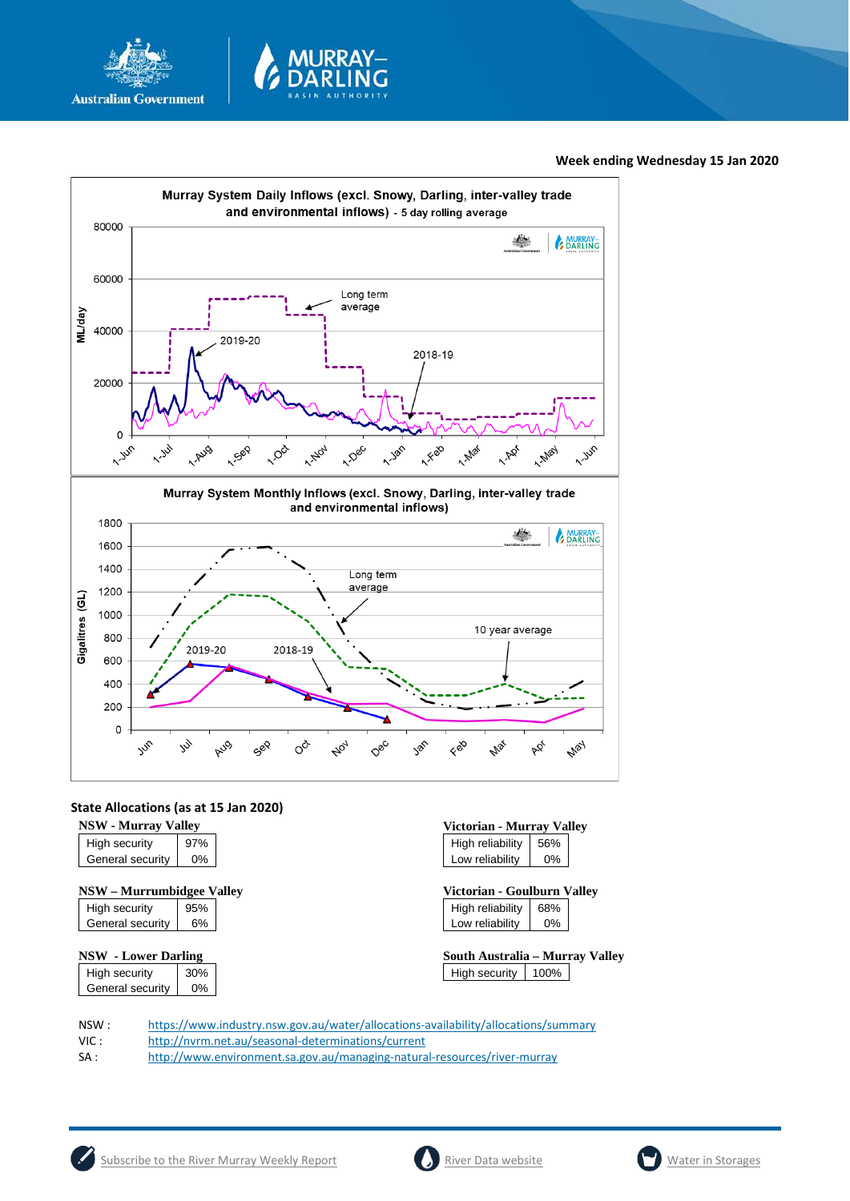**Week ending Wednesday 15 Jan 2020**

Murray System Daily Inflows (excl. Snowy, Darling, inter-valley trade and environmental inflows) - 5 day rolling average

ML/day

80000
60000
40000
20000
0

Long term average
2019-20
2018-19

1-Jun 1-Jul 1-Aug 1-Sep 1-Oct 1-Nov 1-Dec 1-Jan 1-Feb 1-Mar 1-Apr 1-May 1-Jun

Murray System Monthly Inflows (excl. Snowy, Darling, inter-valley trade and environmental inflows)

Gigalitres (GL)

1800
1600
1400
1200
1000
800
600
400
200
0

Long term average
10 year average
2019-20
2018-19

Jun Jul Aug Sep Oct Nov Dec Jan Feb Mar Apr May

## State Allocations (as at 15 Jan 2020)

**NSW - Murray Valley**

| | |
|---|---|
| High security | 97% |
| General security | 0% |

**NSW – Murrumbidgee Valley**

| | |
|---|---|
| High security | 95% |
| General security | 6% |

**NSW - Lower Darling**

| | |
|---|---|
| High security | 30% |
| General security | 0% |

**Victorian - Murray Valley**

| | |
|---|---|
| High reliability | 56% |
| Low reliability | 0% |

**Victorian - Goulburn Valley**

| | |
|---|---|
| High reliability | 68% |
| Low reliability | 0% |

**South Australia – Murray Valley**

| | |
|---|---|
| High security | 100% |

NSW : https://www.industry.nsw.gov.au/water/allocations-availability/allocations/summary
VIC : http://nvrm.net.au/seasonal-determinations/current
SA : http://www.environment.sa.gov.au/managing-natural-resources/river-murray

Subscribe to the River Murray Weekly Report  River Data website  Water in Storages